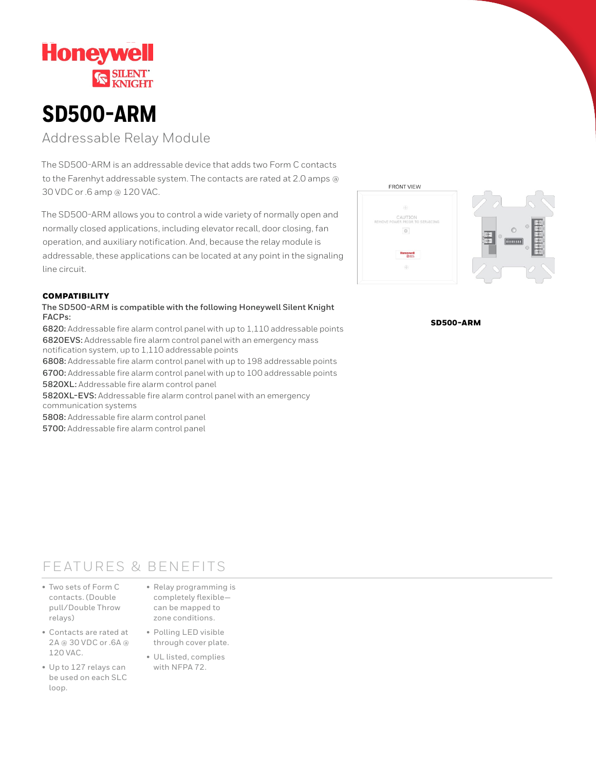Honeywell SILENT KNIGHT

# SD500-ARM

## Addressable Relay Module

The SD500-ARM is an addressable device that adds two Form C contacts to the Farenhyt addressable system. The contacts are rated at 2.0 amps @ 30 VDC or .6 amp @ 120 VAC.

The SD500-ARM allows you to control a wide variety of normally open and normally closed applications, including elevator recall, door closing, fan operation, and auxiliary notification. And, because the relay module is addressable, these applications can be located at any point in the signaling line circuit.

FRONT VIEW

CAUTION
REMOVE POWER PRIOR TO SERVICING

**SD500-ARM**

### COMPATIBILITY

**The SD500-ARM is compatible with the following Honeywell Silent Knight FACPs:**

**6820:** Addressable fire alarm control panel with up to 1,110 addressable points
**6820EVS:** Addressable fire alarm control panel with an emergency mass notification system, up to 1,110 addressable points
**6808:** Addressable fire alarm control panel with up to 198 addressable points
**6700:** Addressable fire alarm control panel with up to 100 addressable points
**5820XL:** Addressable fire alarm control panel
**5820XL-EVS:** Addressable fire alarm control panel with an emergency communication systems
**5808:** Addressable fire alarm control panel
**5700:** Addressable fire alarm control panel

## FEATURES & BENEFITS

- Two sets of Form C contacts. (Double pull/Double Throw relays)
- Contacts are rated at 2A @ 30 VDC or .6A @ 120 VAC.
- Up to 127 relays can be used on each SLC loop.
- Relay programming is completely flexible—can be mapped to zone conditions.
- Polling LED visible through cover plate.
- UL listed, complies with NFPA 72.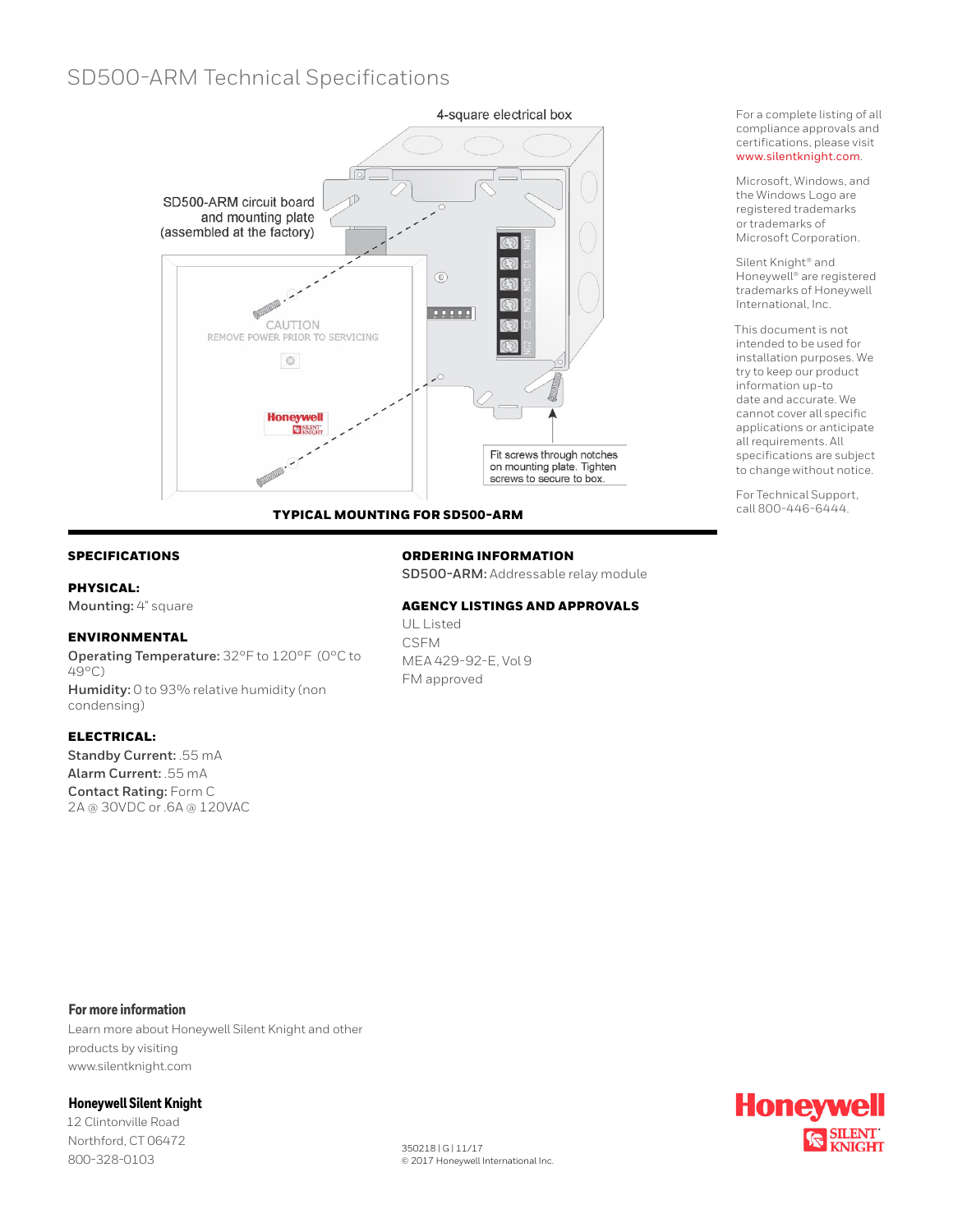# SD500-ARM Technical Specifications

4-square electrical box

SD500-ARM circuit board and mounting plate (assembled at the factory)

CAUTION
REMOVE POWER PRIOR TO SERVICING

Fit screws through notches on mounting plate. Tighten screws to secure to box.

**TYPICAL MOUNTING FOR SD500-ARM**

For a complete listing of all compliance approvals and certifications, please visit www.silentknight.com.

Microsoft, Windows, and the Windows Logo are registered trademarks or trademarks of Microsoft Corporation.

Silent Knight® and Honeywell® are registered trademarks of Honeywell International, Inc.

This document is not intended to be used for installation purposes. We try to keep our product information up-to date and accurate. We cannot cover all specific applications or anticipate all requirements. All specifications are subject to change without notice.

For Technical Support, call 800-446-6444.

## SPECIFICATIONS

### PHYSICAL:

**Mounting:** 4" square

### ENVIRONMENTAL

**Operating Temperature:** 32°F to 120°F (0°C to 49°C)
**Humidity:** 0 to 93% relative humidity (non condensing)

### ELECTRICAL:

**Standby Current:** .55 mA
**Alarm Current:** .55 mA
**Contact Rating:** Form C
2A @ 30VDC or .6A @ 120VAC

## ORDERING INFORMATION

**SD500-ARM:** Addressable relay module

## AGENCY LISTINGS AND APPROVALS

UL Listed
CSFM
MEA 429-92-E, Vol 9
FM approved

**For more information**

Learn more about Honeywell Silent Knight and other products by visiting www.silentknight.com

**Honeywell Silent Knight**
12 Clintonville Road
Northford, CT 06472
800-328-0103

350218 | G | 11/17
© 2017 Honeywell International Inc.